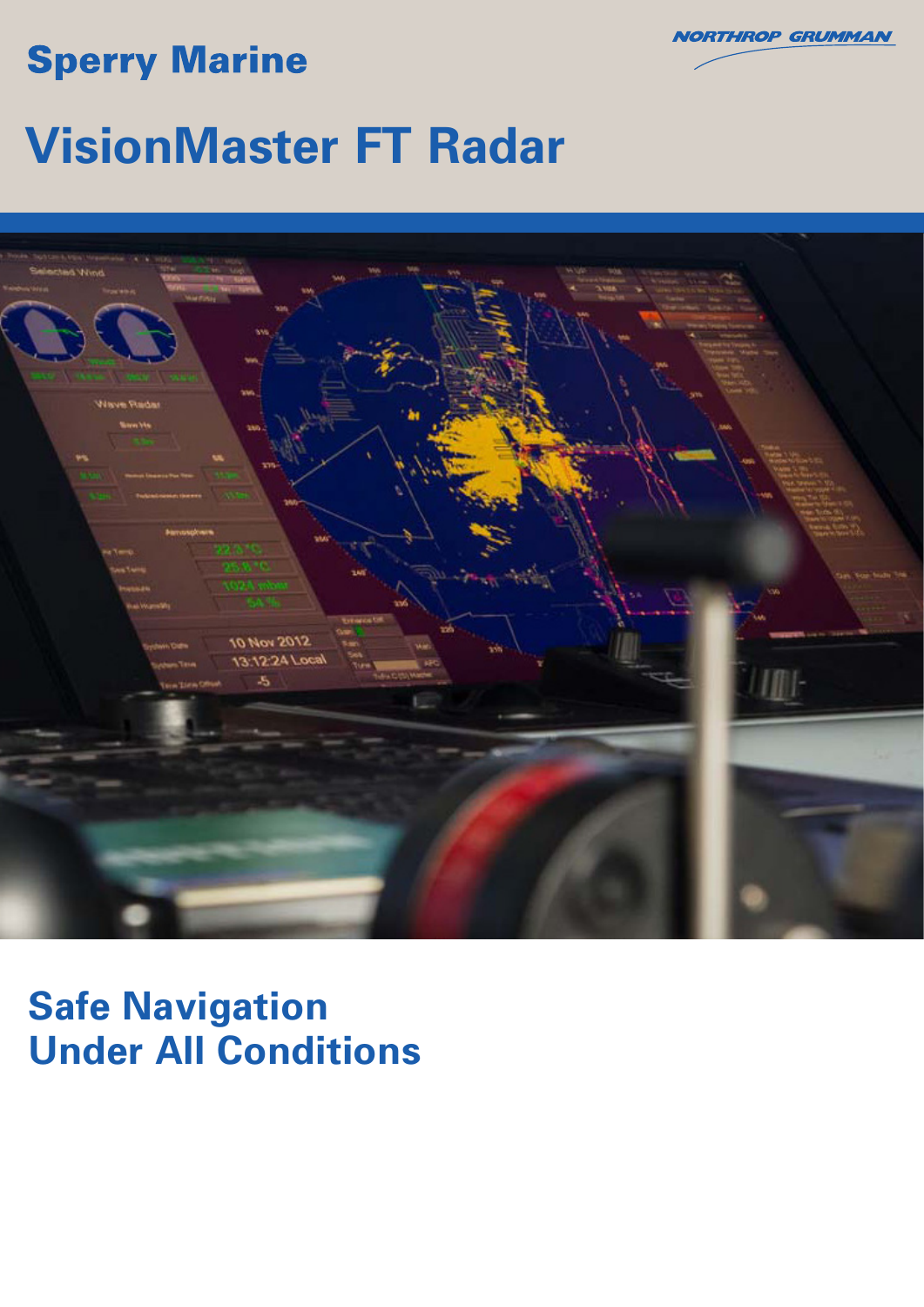Sperry Marine

NORTHROP GRUMMAN

# VisionMaster FT Radar

## Safe Navigation Under All Conditions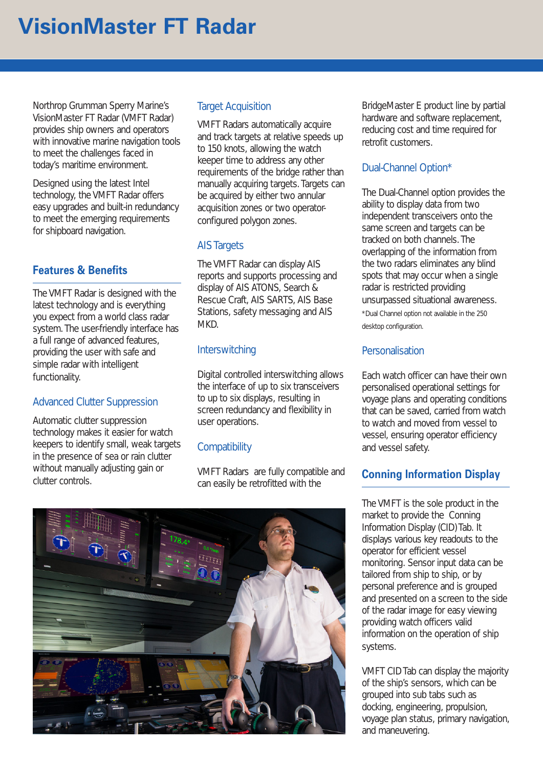# VisionMaster FT Radar

Northrop Grumman Sperry Marine's VisionMaster FT Radar (VMFT Radar) provides ship owners and operators with innovative marine navigation tools to meet the challenges faced in today's maritime environment.

Designed using the latest Intel technology, the VMFT Radar offers easy upgrades and built-in redundancy to meet the emerging requirements for shipboard navigation.

## Features & Benefits

The VMFT Radar is designed with the latest technology and is everything you expect from a world class radar system. The user-friendly interface has a full range of advanced features, providing the user with safe and simple radar with intelligent functionality.

### Advanced Clutter Suppression

Automatic clutter suppression technology makes it easier for watch keepers to identify small, weak targets in the presence of sea or rain clutter without manually adjusting gain or clutter controls.

### Target Acquisition

VMFT Radars automatically acquire and track targets at relative speeds up to 150 knots, allowing the watch keeper time to address any other requirements of the bridge rather than manually acquiring targets. Targets can be acquired by either two annular acquisition zones or two operator-configured polygon zones.

### AIS Targets

The VMFT Radar can display AIS reports and supports processing and display of AIS ATONS, Search & Rescue Craft, AIS SARTS, AIS Base Stations, safety messaging and AIS MKD.

### Interswitching

Digital controlled interswitching allows the interface of up to six transceivers to up to six displays, resulting in screen redundancy and flexibility in user operations.

### Compatibility

VMFT Radars are fully compatible and can easily be retrofitted with the BridgeMaster E product line by partial hardware and software replacement, reducing cost and time required for retrofit customers.

### Dual-Channel Option*

The Dual-Channel option provides the ability to display data from two independent transceivers onto the same screen and targets can be tracked on both channels. The overlapping of the information from the two radars eliminates any blind spots that may occur when a single radar is restricted providing unsurpassed situational awareness.

*Dual Channel option not available in the 250 desktop configuration.

### Personalisation

Each watch officer can have their own personalised operational settings for voyage plans and operating conditions that can be saved, carried from watch to watch and moved from vessel to vessel, ensuring operator efficiency and vessel safety.

## Conning Information Display

The VMFT is the sole product in the market to provide the Conning Information Display (CID) Tab. It displays various key readouts to the operator for efficient vessel monitoring. Sensor input data can be tailored from ship to ship, or by personal preference and is grouped and presented on a screen to the side of the radar image for easy viewing providing watch officers valid information on the operation of ship systems.

VMFT CID Tab can display the majority of the ship's sensors, which can be grouped into sub tabs such as docking, engineering, propulsion, voyage plan status, primary navigation, and maneuvering.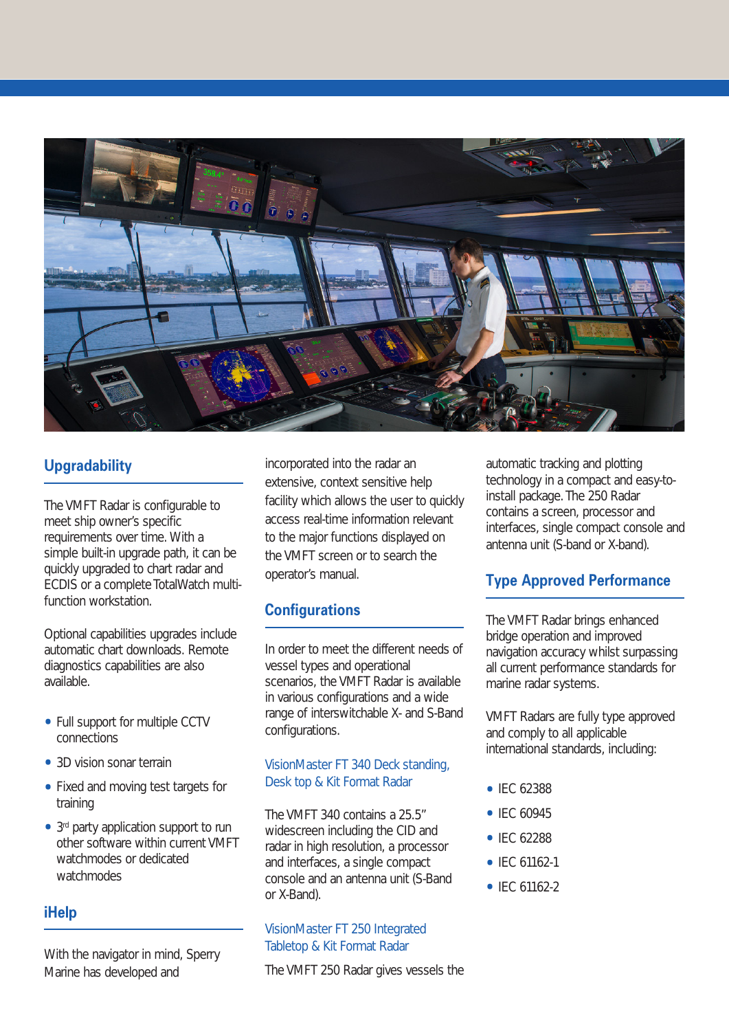## Upgradability

The VMFT Radar is configurable to meet ship owner's specific requirements over time. With a simple built-in upgrade path, it can be quickly upgraded to chart radar and ECDIS or a complete TotalWatch multi-function workstation.

Optional capabilities upgrades include automatic chart downloads. Remote diagnostics capabilities are also available.

- Full support for multiple CCTV connections
- 3D vision sonar terrain
- Fixed and moving test targets for training
- 3rd party application support to run other software within current VMFT watchmodes or dedicated watchmodes

## iHelp

With the navigator in mind, Sperry Marine has developed and incorporated into the radar an extensive, context sensitive help facility which allows the user to quickly access real-time information relevant to the major functions displayed on the VMFT screen or to search the operator's manual.

## Configurations

In order to meet the different needs of vessel types and operational scenarios, the VMFT Radar is available in various configurations and a wide range of interswitchable X- and S-Band configurations.

### VisionMaster FT 340 Deck standing, Desk top & Kit Format Radar

The VMFT 340 contains a 25.5" widescreen including the CID and radar in high resolution, a processor and interfaces, a single compact console and an antenna unit (S-Band or X-Band).

### VisionMaster FT 250 Integrated Tabletop & Kit Format Radar

The VMFT 250 Radar gives vessels the automatic tracking and plotting technology in a compact and easy-to-install package. The 250 Radar contains a screen, processor and interfaces, single compact console and antenna unit (S-band or X-band).

## Type Approved Performance

The VMFT Radar brings enhanced bridge operation and improved navigation accuracy whilst surpassing all current performance standards for marine radar systems.

VMFT Radars are fully type approved and comply to all applicable international standards, including:

- IEC 62388
- IEC 60945
- IEC 62288
- IEC 61162-1
- IEC 61162-2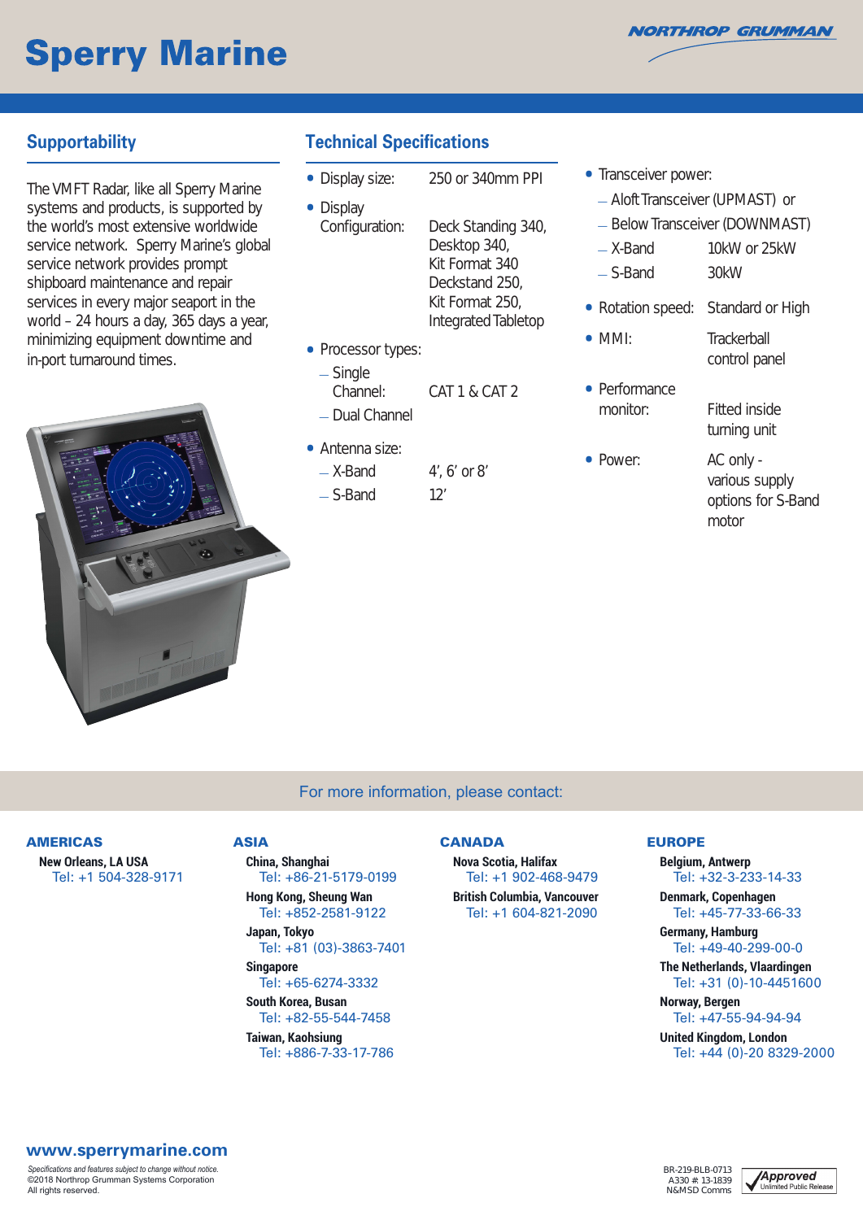# Sperry Marine

NORTHROP GRUMMAN

## Supportability

The VMFT Radar, like all Sperry Marine systems and products, is supported by the world's most extensive worldwide service network. Sperry Marine's global service network provides prompt shipboard maintenance and repair services in every major seaport in the world – 24 hours a day, 365 days a year, minimizing equipment downtime and in-port turnaround times.

## Technical Specifications

- Display size: 250 or 340mm PPI
- Display Configuration: Deck Standing 340, Desktop 340, Kit Format 340, Deckstand 250, Kit Format 250, Integrated Tabletop
- Processor types:
  - Single Channel: CAT 1 & CAT 2
  - Dual Channel
- Antenna size:
  - X-Band: 4', 6' or 8'
  - S-Band: 12'
- Transceiver power:
  - Aloft Transceiver (UPMAST) or
  - Below Transceiver (DOWNMAST)
  - X-Band: 10kW or 25kW
  - S-Band: 30kW
- Rotation speed: Standard or High
- MMI: Trackerball control panel
- Performance monitor: Fitted inside turning unit
- Power: AC only - various supply options for S-Band motor

For more information, please contact:

**AMERICAS**

**New Orleans, LA USA**
Tel: +1 504-328-9171

**ASIA**

**China, Shanghai**
Tel: +86-21-5179-0199

**Hong Kong, Sheung Wan**
Tel: +852-2581-9122

**Japan, Tokyo**
Tel: +81 (03)-3863-7401

**Singapore**
Tel: +65-6274-3332

**South Korea, Busan**
Tel: +82-55-544-7458

**Taiwan, Kaohsiung**
Tel: +886-7-33-17-786

**CANADA**

**Nova Scotia, Halifax**
Tel: +1 902-468-9479

**British Columbia, Vancouver**
Tel: +1 604-821-2090

**EUROPE**

**Belgium, Antwerp**
Tel: +32-3-233-14-33

**Denmark, Copenhagen**
Tel: +45-77-33-66-33

**Germany, Hamburg**
Tel: +49-40-299-00-0

**The Netherlands, Vlaardingen**
Tel: +31 (0)-10-4451600

**Norway, Bergen**
Tel: +47-55-94-94-94

**United Kingdom, London**
Tel: +44 (0)-20 8329-2000

**www.sperrymarine.com**

*Specifications and features subject to change without notice.*
©2018 Northrop Grumman Systems Corporation
All rights reserved.

BR-219-BLB-0713
A330 # 13-1839
N&MSD Comms

Approved
Unlimited Public Release